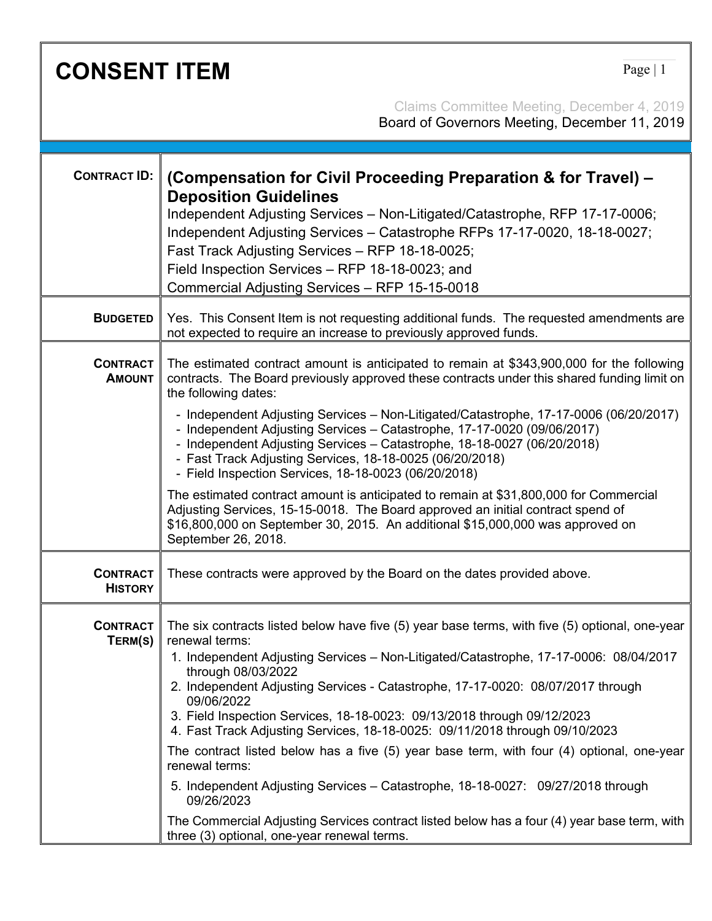# CONSENT ITEM

Claims Committee Meeting, December 4, 2019
Board of Governors Meeting, December 11, 2019

| | |
|---|---|
| **CONTRACT ID:** | **(Compensation for Civil Proceeding Preparation & for Travel) – Deposition Guidelines**<br>Independent Adjusting Services – Non-Litigated/Catastrophe, RFP 17-17-0006;<br>Independent Adjusting Services – Catastrophe RFPs 17-17-0020, 18-18-0027;<br>Fast Track Adjusting Services – RFP 18-18-0025;<br>Field Inspection Services – RFP 18-18-0023; and<br>Commercial Adjusting Services – RFP 15-15-0018 |
| **BUDGETED** | Yes. This Consent Item is not requesting additional funds. The requested amendments are not expected to require an increase to previously approved funds. |
| **CONTRACT AMOUNT** | The estimated contract amount is anticipated to remain at $343,900,000 for the following contracts. The Board previously approved these contracts under this shared funding limit on the following dates:<br>- Independent Adjusting Services – Non-Litigated/Catastrophe, 17-17-0006 (06/20/2017)<br>- Independent Adjusting Services – Catastrophe, 17-17-0020 (09/06/2017)<br>- Independent Adjusting Services – Catastrophe, 18-18-0027 (06/20/2018)<br>- Fast Track Adjusting Services, 18-18-0025 (06/20/2018)<br>- Field Inspection Services, 18-18-0023 (06/20/2018)<br>The estimated contract amount is anticipated to remain at $31,800,000 for Commercial Adjusting Services, 15-15-0018. The Board approved an initial contract spend of $16,800,000 on September 30, 2015. An additional $15,000,000 was approved on September 26, 2018. |
| **CONTRACT HISTORY** | These contracts were approved by the Board on the dates provided above. |
| **CONTRACT TERM(S)** | The six contracts listed below have five (5) year base terms, with five (5) optional, one-year renewal terms:<br>1. Independent Adjusting Services – Non-Litigated/Catastrophe, 17-17-0006: 08/04/2017 through 08/03/2022<br>2. Independent Adjusting Services - Catastrophe, 17-17-0020: 08/07/2017 through 09/06/2022<br>3. Field Inspection Services, 18-18-0023: 09/13/2018 through 09/12/2023<br>4. Fast Track Adjusting Services, 18-18-0025: 09/11/2018 through 09/10/2023<br>The contract listed below has a five (5) year base term, with four (4) optional, one-year renewal terms:<br>5. Independent Adjusting Services – Catastrophe, 18-18-0027: 09/27/2018 through 09/26/2023<br>The Commercial Adjusting Services contract listed below has a four (4) year base term, with three (3) optional, one-year renewal terms. |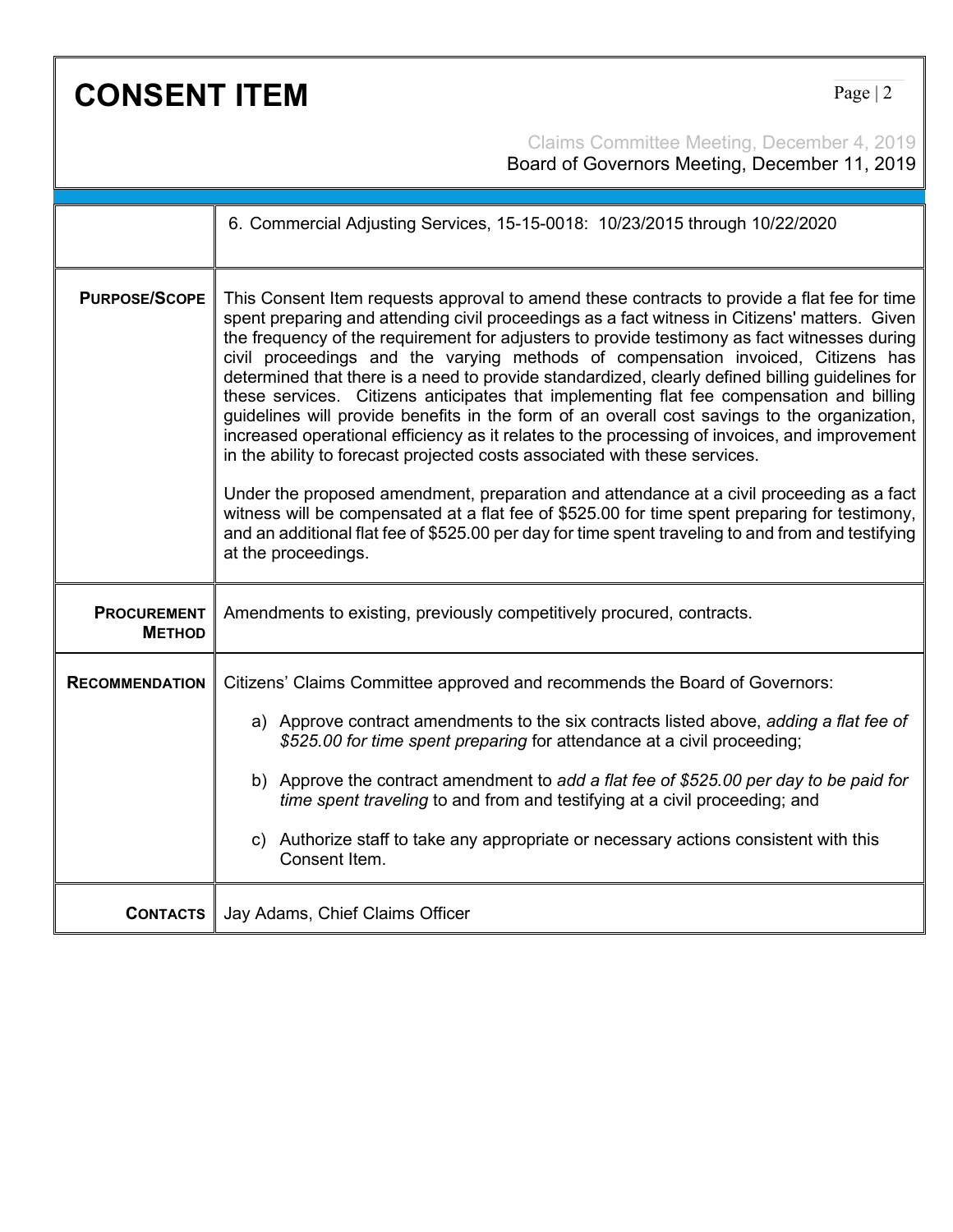# CONSENT ITEM

Claims Committee Meeting, December 4, 2019

Board of Governors Meeting, December 11, 2019

| | |
|---|---|
| | 6. Commercial Adjusting Services, 15-15-0018: 10/23/2015 through 10/22/2020 |
| **PURPOSE/SCOPE** | This Consent Item requests approval to amend these contracts to provide a flat fee for time spent preparing and attending civil proceedings as a fact witness in Citizens' matters. Given the frequency of the requirement for adjusters to provide testimony as fact witnesses during civil proceedings and the varying methods of compensation invoiced, Citizens has determined that there is a need to provide standardized, clearly defined billing guidelines for these services. Citizens anticipates that implementing flat fee compensation and billing guidelines will provide benefits in the form of an overall cost savings to the organization, increased operational efficiency as it relates to the processing of invoices, and improvement in the ability to forecast projected costs associated with these services.<br><br>Under the proposed amendment, preparation and attendance at a civil proceeding as a fact witness will be compensated at a flat fee of $525.00 for time spent preparing for testimony, and an additional flat fee of $525.00 per day for time spent traveling to and from and testifying at the proceedings. |
| **PROCUREMENT METHOD** | Amendments to existing, previously competitively procured, contracts. |
| **RECOMMENDATION** | Citizens' Claims Committee approved and recommends the Board of Governors:<br><br>a) Approve contract amendments to the six contracts listed above, *adding a flat fee of $525.00 for time spent preparing* for attendance at a civil proceeding;<br><br>b) Approve the contract amendment to *add a flat fee of $525.00 per day to be paid for time spent traveling* to and from and testifying at a civil proceeding; and<br><br>c) Authorize staff to take any appropriate or necessary actions consistent with this Consent Item. |
| **CONTACTS** | Jay Adams, Chief Claims Officer |